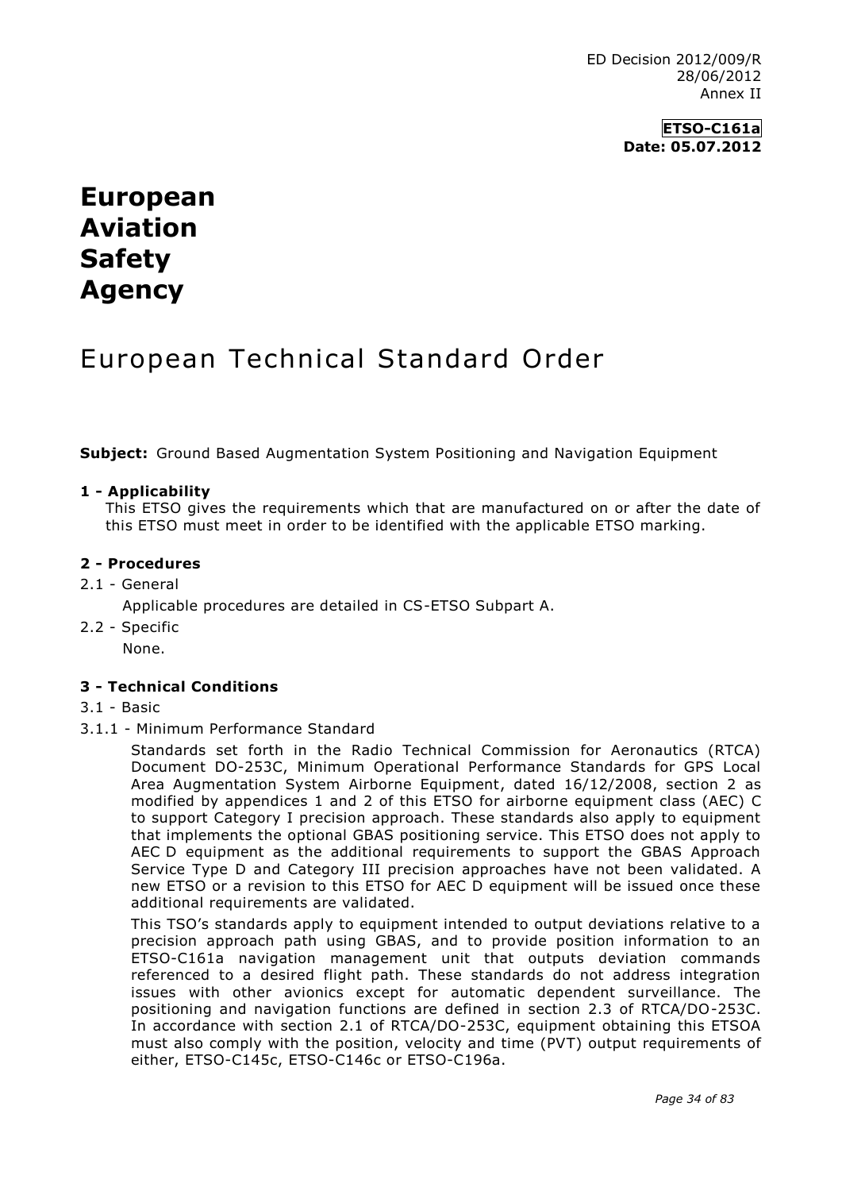ED Decision 2012/009/R
28/06/2012
Annex II

**ETSO-C161a**
**Date: 05.07.2012**

# European Aviation Safety Agency

# European Technical Standard Order

**Subject:** Ground Based Augmentation System Positioning and Navigation Equipment

## 1 - Applicability

This ETSO gives the requirements which that are manufactured on or after the date of this ETSO must meet in order to be identified with the applicable ETSO marking.

## 2 - Procedures

2.1 - General

Applicable procedures are detailed in CS-ETSO Subpart A.

2.2 - Specific

None.

## 3 - Technical Conditions

3.1 - Basic

3.1.1 - Minimum Performance Standard

Standards set forth in the Radio Technical Commission for Aeronautics (RTCA) Document DO-253C, Minimum Operational Performance Standards for GPS Local Area Augmentation System Airborne Equipment, dated 16/12/2008, section 2 as modified by appendices 1 and 2 of this ETSO for airborne equipment class (AEC) C to support Category I precision approach. These standards also apply to equipment that implements the optional GBAS positioning service. This ETSO does not apply to AEC D equipment as the additional requirements to support the GBAS Approach Service Type D and Category III precision approaches have not been validated. A new ETSO or a revision to this ETSO for AEC D equipment will be issued once these additional requirements are validated.

This TSO's standards apply to equipment intended to output deviations relative to a precision approach path using GBAS, and to provide position information to an ETSO-C161a navigation management unit that outputs deviation commands referenced to a desired flight path. These standards do not address integration issues with other avionics except for automatic dependent surveillance. The positioning and navigation functions are defined in section 2.3 of RTCA/DO-253C. In accordance with section 2.1 of RTCA/DO-253C, equipment obtaining this ETSOA must also comply with the position, velocity and time (PVT) output requirements of either, ETSO-C145c, ETSO-C146c or ETSO-C196a.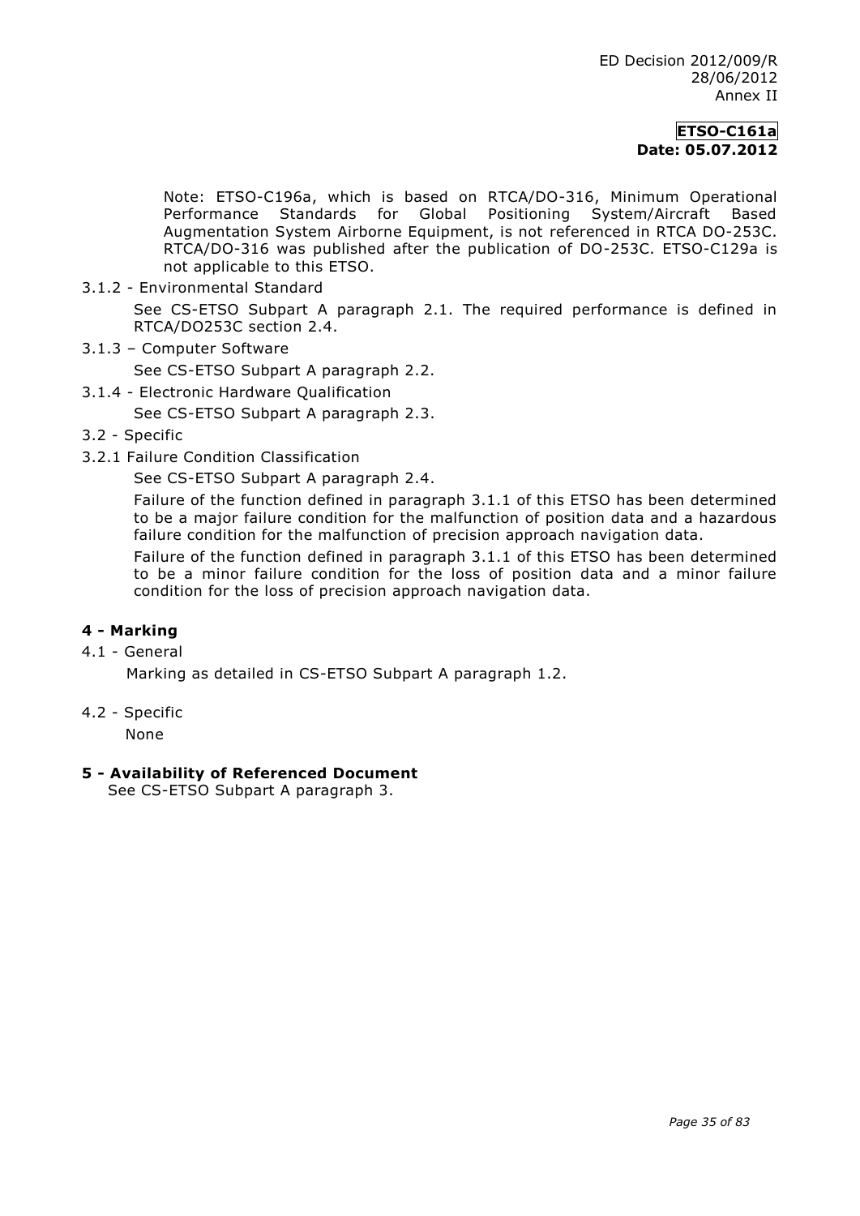Note: ETSO-C196a, which is based on RTCA/DO-316, Minimum Operational Performance Standards for Global Positioning System/Aircraft Based Augmentation System Airborne Equipment, is not referenced in RTCA DO-253C. RTCA/DO-316 was published after the publication of DO-253C. ETSO-C129a is not applicable to this ETSO.

3.1.2 - Environmental Standard

See CS-ETSO Subpart A paragraph 2.1. The required performance is defined in RTCA/DO253C section 2.4.

3.1.3 – Computer Software

See CS-ETSO Subpart A paragraph 2.2.

3.1.4 - Electronic Hardware Qualification

See CS-ETSO Subpart A paragraph 2.3.

3.2 - Specific

3.2.1 Failure Condition Classification

See CS-ETSO Subpart A paragraph 2.4.

Failure of the function defined in paragraph 3.1.1 of this ETSO has been determined to be a major failure condition for the malfunction of position data and a hazardous failure condition for the malfunction of precision approach navigation data.

Failure of the function defined in paragraph 3.1.1 of this ETSO has been determined to be a minor failure condition for the loss of position data and a minor failure condition for the loss of precision approach navigation data.

## 4 - Marking

4.1 - General

Marking as detailed in CS-ETSO Subpart A paragraph 1.2.

4.2 - Specific

None

## 5 - Availability of Referenced Document

See CS-ETSO Subpart A paragraph 3.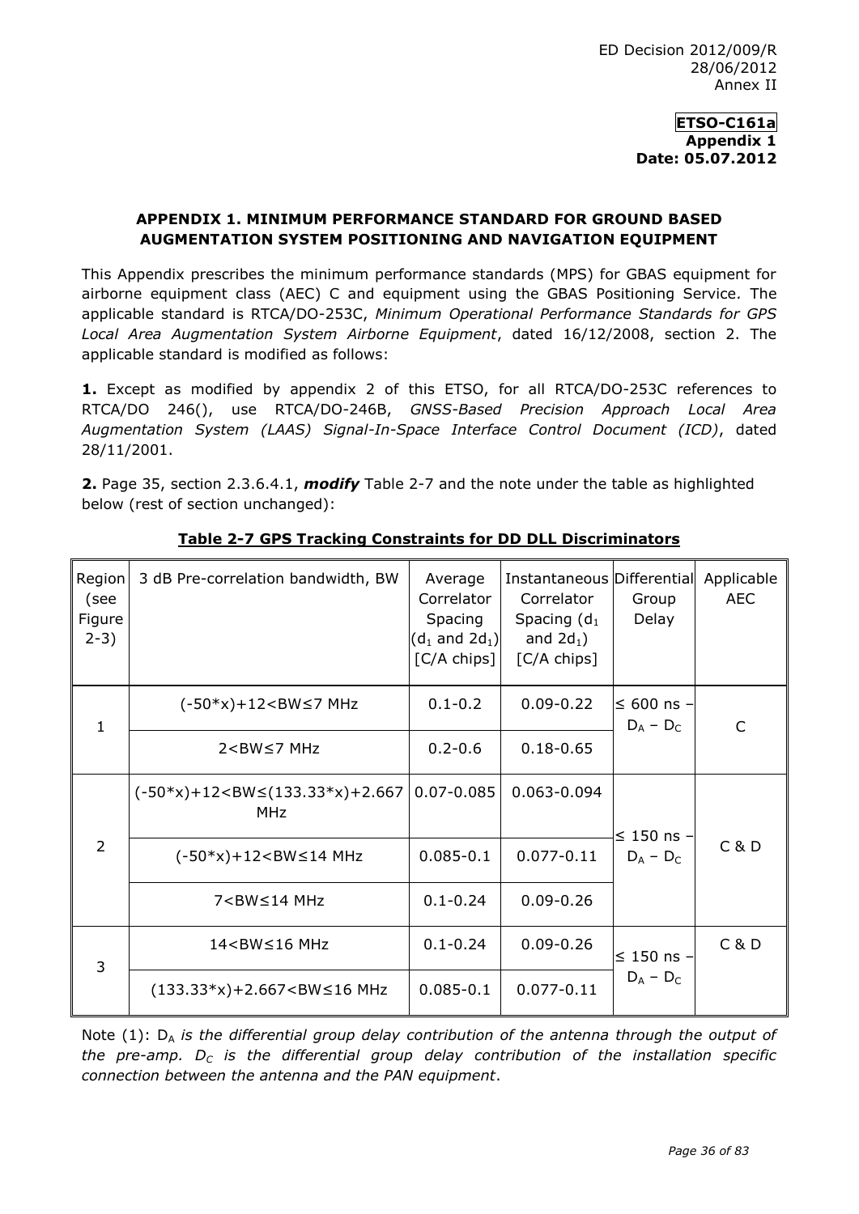## APPENDIX 1. MINIMUM PERFORMANCE STANDARD FOR GROUND BASED AUGMENTATION SYSTEM POSITIONING AND NAVIGATION EQUIPMENT

This Appendix prescribes the minimum performance standards (MPS) for GBAS equipment for airborne equipment class (AEC) C and equipment using the GBAS Positioning Service. The applicable standard is RTCA/DO-253C, *Minimum Operational Performance Standards for GPS Local Area Augmentation System Airborne Equipment*, dated 16/12/2008, section 2. The applicable standard is modified as follows:

**1.** Except as modified by appendix 2 of this ETSO, for all RTCA/DO-253C references to RTCA/DO 246(), use RTCA/DO-246B, *GNSS-Based Precision Approach Local Area Augmentation System (LAAS) Signal-In-Space Interface Control Document (ICD)*, dated 28/11/2001.

**2.** Page 35, section 2.3.6.4.1, ***modify*** Table 2-7 and the note under the table as highlighted below (rest of section unchanged):

**Table 2-7 GPS Tracking Constraints for DD DLL Discriminators**

| Region (see Figure 2-3) | 3 dB Pre-correlation bandwidth, BW | Average Correlator Spacing ($d_1$ and $2d_1$) [C/A chips] | Instantaneous Correlator Spacing ($d_1$ and $2d_1$) [C/A chips] | Differential Group Delay | Applicable AEC |
|---|---|---|---|---|---|
| 1 | (-50*x)+12<BW≤7 MHz | 0.1-0.2 | 0.09-0.22 | ≤ 600 ns – $D_A$ – $D_C$ | C |
| | 2<BW≤7 MHz | 0.2-0.6 | 0.18-0.65 | | |
| 2 | (-50*x)+12<BW≤(133.33*x)+2.667 MHz | 0.07-0.085 | 0.063-0.094 | ≤ 150 ns – $D_A$ – $D_C$ | C & D |
| | (-50*x)+12<BW≤14 MHz | 0.085-0.1 | 0.077-0.11 | | |
| | 7<BW≤14 MHz | 0.1-0.24 | 0.09-0.26 | | |
| 3 | 14<BW≤16 MHz | 0.1-0.24 | 0.09-0.26 | ≤ 150 ns – $D_A$ – $D_C$ | C & D |
| | (133.33*x)+2.667<BW≤16 MHz | 0.085-0.1 | 0.077-0.11 | | |

Note (1): $D_A$ *is the differential group delay contribution of the antenna through the output of the pre-amp.* $D_C$ *is the differential group delay contribution of the installation specific connection between the antenna and the PAN equipment*.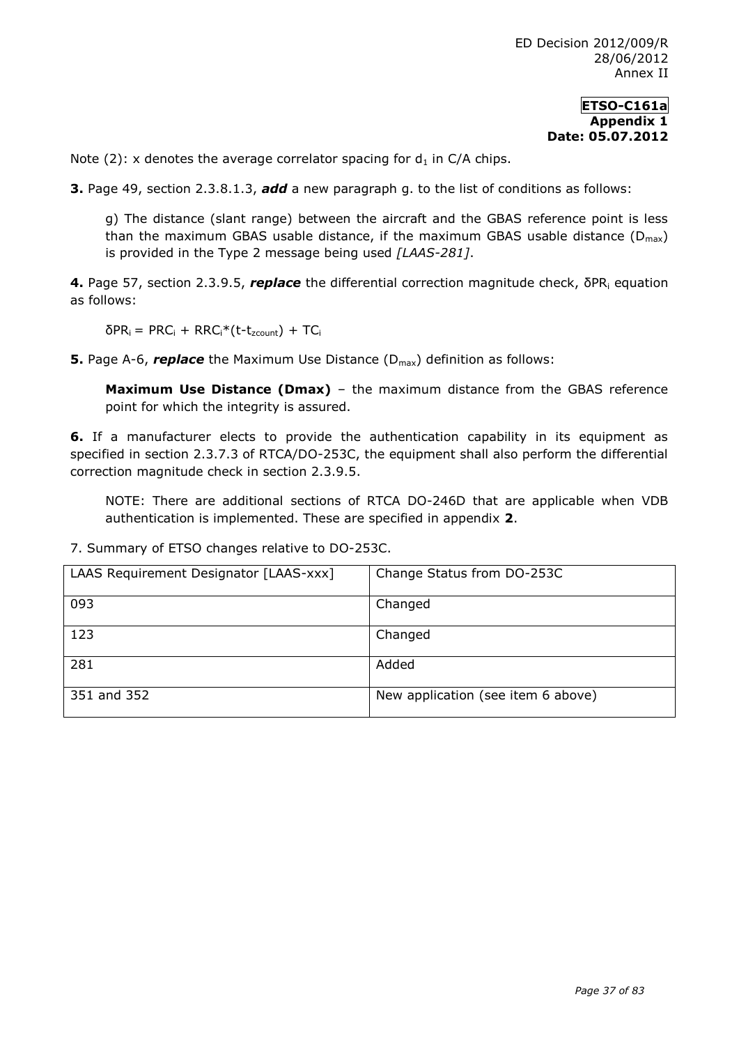Note (2): x denotes the average correlator spacing for $d_1$ in C/A chips.

**3.** Page 49, section 2.3.8.1.3, ***add*** a new paragraph g. to the list of conditions as follows:

> g) The distance (slant range) between the aircraft and the GBAS reference point is less than the maximum GBAS usable distance, if the maximum GBAS usable distance ($D_{max}$) is provided in the Type 2 message being used *[LAAS-281]*.

**4.** Page 57, section 2.3.9.5, ***replace*** the differential correction magnitude check, $\delta PR_i$ equation as follows:

$$\delta PR_i = PRC_i + RRC_i * (t - t_{zcount}) + TC_i$$

**5.** Page A-6, ***replace*** the Maximum Use Distance ($D_{max}$) definition as follows:

> **Maximum Use Distance (Dmax)** – the maximum distance from the GBAS reference point for which the integrity is assured.

**6.** If a manufacturer elects to provide the authentication capability in its equipment as specified in section 2.3.7.3 of RTCA/DO-253C, the equipment shall also perform the differential correction magnitude check in section 2.3.9.5.

> NOTE: There are additional sections of RTCA DO-246D that are applicable when VDB authentication is implemented. These are specified in appendix **2**.

7. Summary of ETSO changes relative to DO-253C.

| LAAS Requirement Designator [LAAS-xxx] | Change Status from DO-253C |
|---|---|
| 093 | Changed |
| 123 | Changed |
| 281 | Added |
| 351 and 352 | New application (see item 6 above) |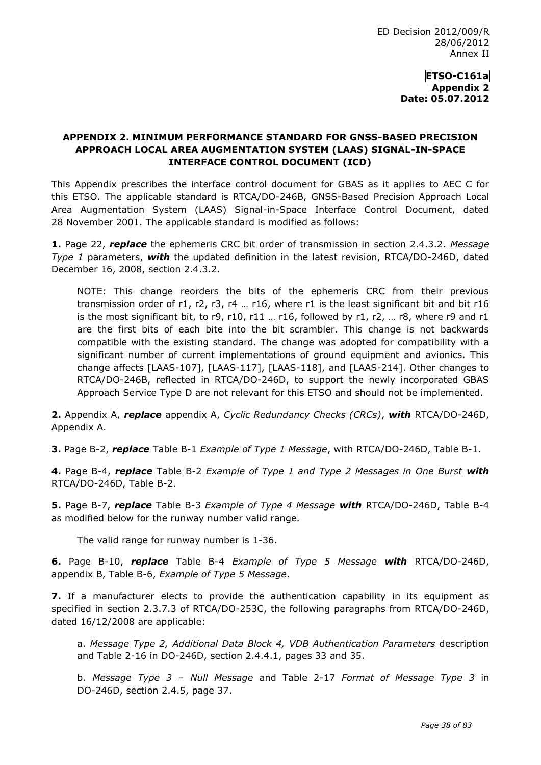**ETSO-C161a**
**Appendix 2**
**Date: 05.07.2012**

## APPENDIX 2. MINIMUM PERFORMANCE STANDARD FOR GNSS-BASED PRECISION APPROACH LOCAL AREA AUGMENTATION SYSTEM (LAAS) SIGNAL-IN-SPACE INTERFACE CONTROL DOCUMENT (ICD)

This Appendix prescribes the interface control document for GBAS as it applies to AEC C for this ETSO. The applicable standard is RTCA/DO-246B, GNSS-Based Precision Approach Local Area Augmentation System (LAAS) Signal-in-Space Interface Control Document, dated 28 November 2001. The applicable standard is modified as follows:

**1.** Page 22, ***replace*** the ephemeris CRC bit order of transmission in section 2.4.3.2. *Message Type 1* parameters, ***with*** the updated definition in the latest revision, RTCA/DO-246D, dated December 16, 2008, section 2.4.3.2.

> NOTE: This change reorders the bits of the ephemeris CRC from their previous transmission order of r1, r2, r3, r4 … r16, where r1 is the least significant bit and bit r16 is the most significant bit, to r9, r10, r11 … r16, followed by r1, r2, … r8, where r9 and r1 are the first bits of each bite into the bit scrambler. This change is not backwards compatible with the existing standard. The change was adopted for compatibility with a significant number of current implementations of ground equipment and avionics. This change affects [LAAS-107], [LAAS-117], [LAAS-118], and [LAAS-214]. Other changes to RTCA/DO-246B, reflected in RTCA/DO-246D, to support the newly incorporated GBAS Approach Service Type D are not relevant for this ETSO and should not be implemented.

**2.** Appendix A, ***replace*** appendix A, *Cyclic Redundancy Checks (CRCs)*, ***with*** RTCA/DO-246D, Appendix A.

**3.** Page B-2, ***replace*** Table B-1 *Example of Type 1 Message*, with RTCA/DO-246D, Table B-1.

**4.** Page B-4, ***replace*** Table B-2 *Example of Type 1 and Type 2 Messages in One Burst* ***with*** RTCA/DO-246D, Table B-2.

**5.** Page B-7, ***replace*** Table B-3 *Example of Type 4 Message* ***with*** RTCA/DO-246D, Table B-4 as modified below for the runway number valid range.

> The valid range for runway number is 1-36.

**6.** Page B-10, ***replace*** Table B-4 *Example of Type 5 Message* ***with*** RTCA/DO-246D, appendix B, Table B-6, *Example of Type 5 Message*.

**7.** If a manufacturer elects to provide the authentication capability in its equipment as specified in section 2.3.7.3 of RTCA/DO-253C, the following paragraphs from RTCA/DO-246D, dated 16/12/2008 are applicable:

> a. *Message Type 2, Additional Data Block 4, VDB Authentication Parameters* description and Table 2-16 in DO-246D, section 2.4.4.1, pages 33 and 35.
>
> b. *Message Type 3 – Null Message* and Table 2-17 *Format of Message Type 3* in DO-246D, section 2.4.5, page 37.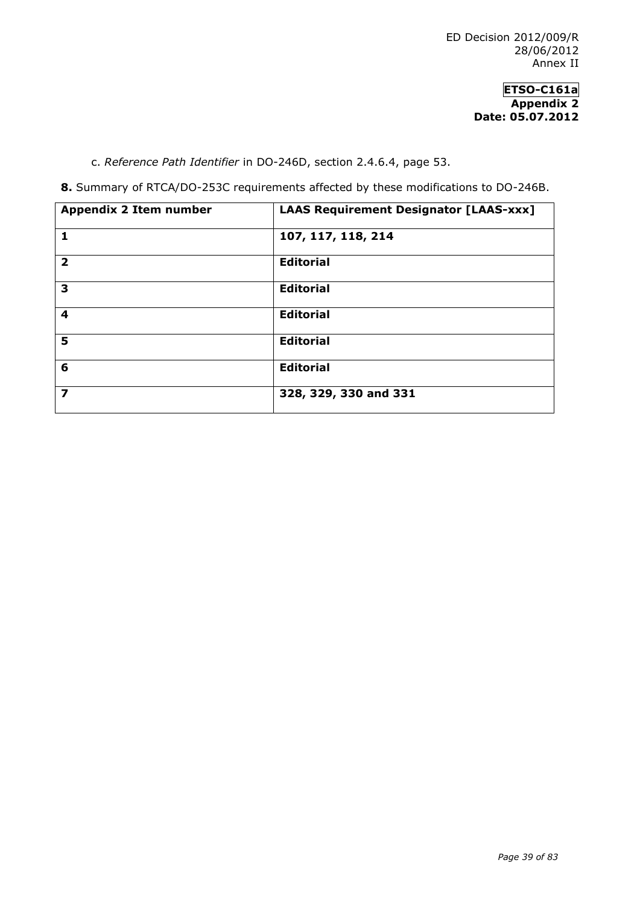c. *Reference Path Identifier* in DO-246D, section 2.4.6.4, page 53.

**8.** Summary of RTCA/DO-253C requirements affected by these modifications to DO-246B.

| Appendix 2 Item number | LAAS Requirement Designator [LAAS-xxx] |
|---|---|
| **1** | **107, 117, 118, 214** |
| **2** | **Editorial** |
| **3** | **Editorial** |
| **4** | **Editorial** |
| **5** | **Editorial** |
| **6** | **Editorial** |
| **7** | **328, 329, 330 and 331** |